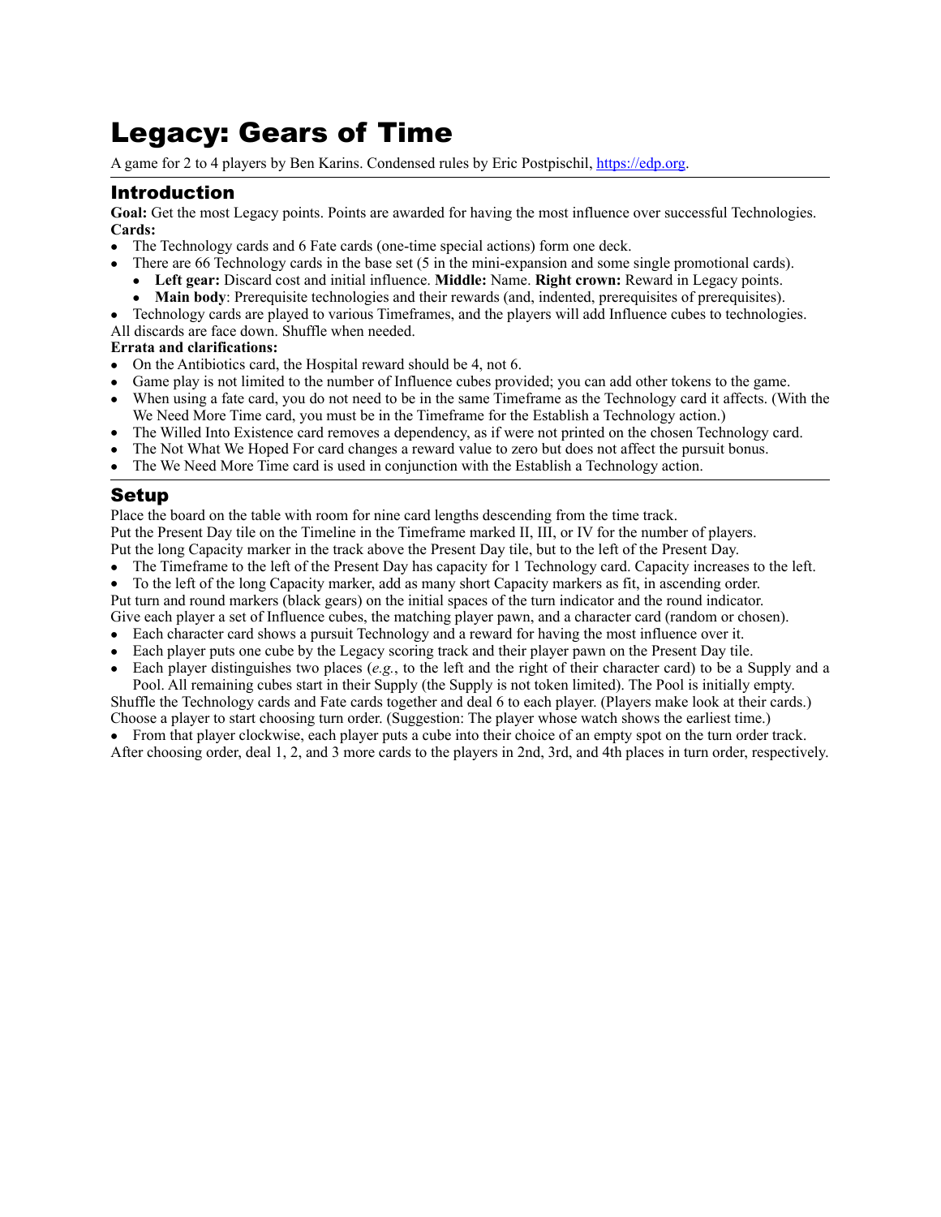# Legacy: Gears of Time

A game for 2 to 4 players by Ben Karins. Condensed rules by Eric Postpischil, [https://edp.org](https://edp.org).

## Introduction

**Goal:** Get the most Legacy points. Points are awarded for having the most influence over successful Technologies.

**Cards:**

- The Technology cards and 6 Fate cards (one-time special actions) form one deck.
- There are 66 Technology cards in the base set (5 in the mini-expansion and some single promotional cards).
  - **Left gear:** Discard cost and initial influence. **Middle:** Name. **Right crown:** Reward in Legacy points.
  - **Main body**: Prerequisite technologies and their rewards (and, indented, prerequisites of prerequisites).
- Technology cards are played to various Timeframes, and the players will add Influence cubes to technologies.

All discards are face down. Shuffle when needed.

**Errata and clarifications:**

- On the Antibiotics card, the Hospital reward should be 4, not 6.
- Game play is not limited to the number of Influence cubes provided; you can add other tokens to the game.
- When using a fate card, you do not need to be in the same Timeframe as the Technology card it affects. (With the We Need More Time card, you must be in the Timeframe for the Establish a Technology action.)
- The Willed Into Existence card removes a dependency, as if were not printed on the chosen Technology card.
- The Not What We Hoped For card changes a reward value to zero but does not affect the pursuit bonus.
- The We Need More Time card is used in conjunction with the Establish a Technology action.

## Setup

Place the board on the table with room for nine card lengths descending from the time track.

Put the Present Day tile on the Timeline in the Timeframe marked II, III, or IV for the number of players.

Put the long Capacity marker in the track above the Present Day tile, but to the left of the Present Day.

- The Timeframe to the left of the Present Day has capacity for 1 Technology card. Capacity increases to the left.
- To the left of the long Capacity marker, add as many short Capacity markers as fit, in ascending order.

Put turn and round markers (black gears) on the initial spaces of the turn indicator and the round indicator.

Give each player a set of Influence cubes, the matching player pawn, and a character card (random or chosen).

- Each character card shows a pursuit Technology and a reward for having the most influence over it.
- Each player puts one cube by the Legacy scoring track and their player pawn on the Present Day tile.
- Each player distinguishes two places (*e.g.*, to the left and the right of their character card) to be a Supply and a Pool. All remaining cubes start in their Supply (the Supply is not token limited). The Pool is initially empty.

Shuffle the Technology cards and Fate cards together and deal 6 to each player. (Players make look at their cards.)

Choose a player to start choosing turn order. (Suggestion: The player whose watch shows the earliest time.)

- From that player clockwise, each player puts a cube into their choice of an empty spot on the turn order track.

After choosing order, deal 1, 2, and 3 more cards to the players in 2nd, 3rd, and 4th places in turn order, respectively.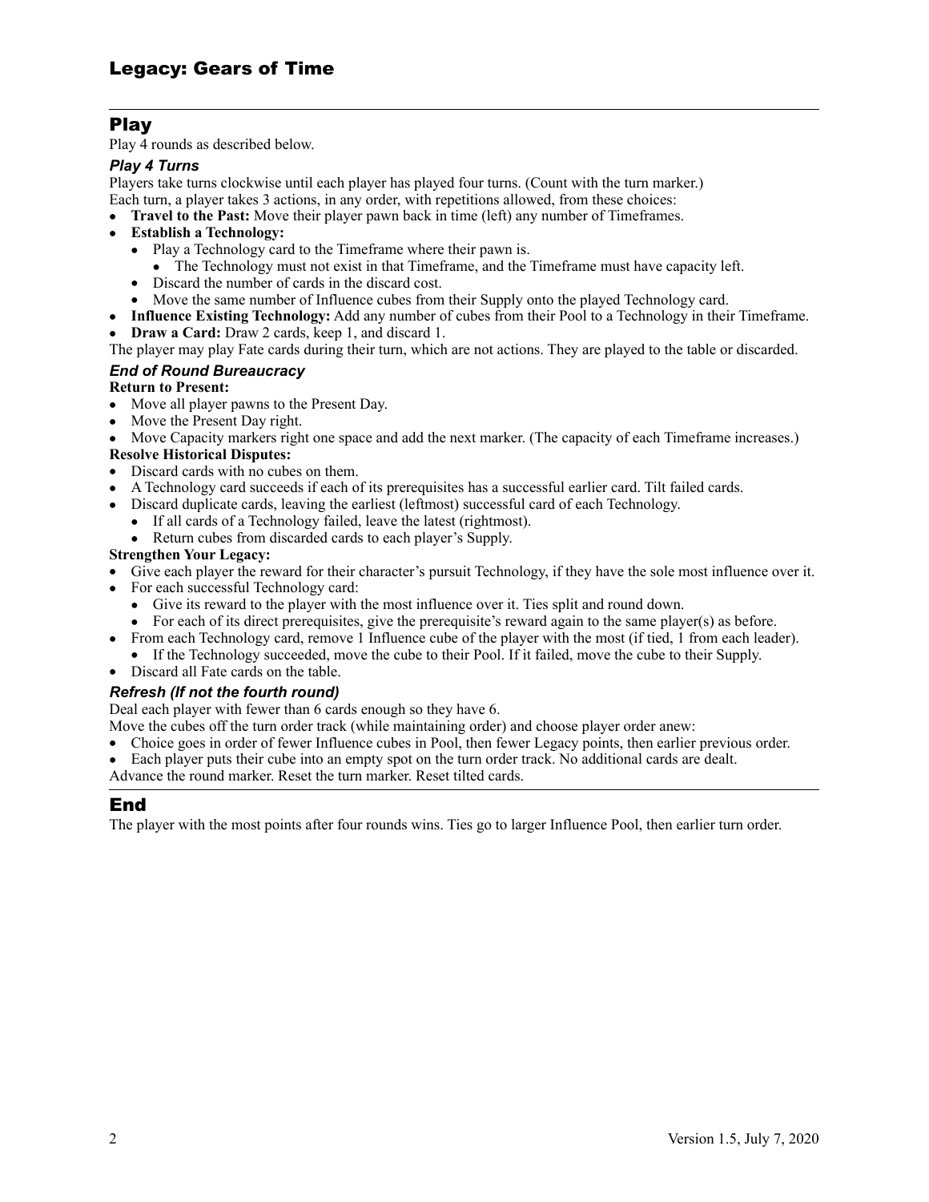## Play

Play 4 rounds as described below.

### *Play 4 Turns*

Players take turns clockwise until each player has played four turns. (Count with the turn marker.)
Each turn, a player takes 3 actions, in any order, with repetitions allowed, from these choices:

- **Travel to the Past:** Move their player pawn back in time (left) any number of Timeframes.
- **Establish a Technology:**
  - Play a Technology card to the Timeframe where their pawn is.
    - The Technology must not exist in that Timeframe, and the Timeframe must have capacity left.
  - Discard the number of cards in the discard cost.
  - Move the same number of Influence cubes from their Supply onto the played Technology card.
- **Influence Existing Technology:** Add any number of cubes from their Pool to a Technology in their Timeframe.
- **Draw a Card:** Draw 2 cards, keep 1, and discard 1.

The player may play Fate cards during their turn, which are not actions. They are played to the table or discarded.

### *End of Round Bureaucracy*

**Return to Present:**

- Move all player pawns to the Present Day.
- Move the Present Day right.
- Move Capacity markers right one space and add the next marker. (The capacity of each Timeframe increases.)

**Resolve Historical Disputes:**

- Discard cards with no cubes on them.
- A Technology card succeeds if each of its prerequisites has a successful earlier card. Tilt failed cards.
- Discard duplicate cards, leaving the earliest (leftmost) successful card of each Technology.
  - If all cards of a Technology failed, leave the latest (rightmost).
  - Return cubes from discarded cards to each player's Supply.

**Strengthen Your Legacy:**

- Give each player the reward for their character's pursuit Technology, if they have the sole most influence over it.
- For each successful Technology card:
  - Give its reward to the player with the most influence over it. Ties split and round down.
  - For each of its direct prerequisites, give the prerequisite's reward again to the same player(s) as before.
- From each Technology card, remove 1 Influence cube of the player with the most (if tied, 1 from each leader).
  - If the Technology succeeded, move the cube to their Pool. If it failed, move the cube to their Supply.
- Discard all Fate cards on the table.

### *Refresh (If not the fourth round)*

Deal each player with fewer than 6 cards enough so they have 6.
Move the cubes off the turn order track (while maintaining order) and choose player order anew:

- Choice goes in order of fewer Influence cubes in Pool, then fewer Legacy points, then earlier previous order.
- Each player puts their cube into an empty spot on the turn order track. No additional cards are dealt.

Advance the round marker. Reset the turn marker. Reset tilted cards.

## End

The player with the most points after four rounds wins. Ties go to larger Influence Pool, then earlier turn order.